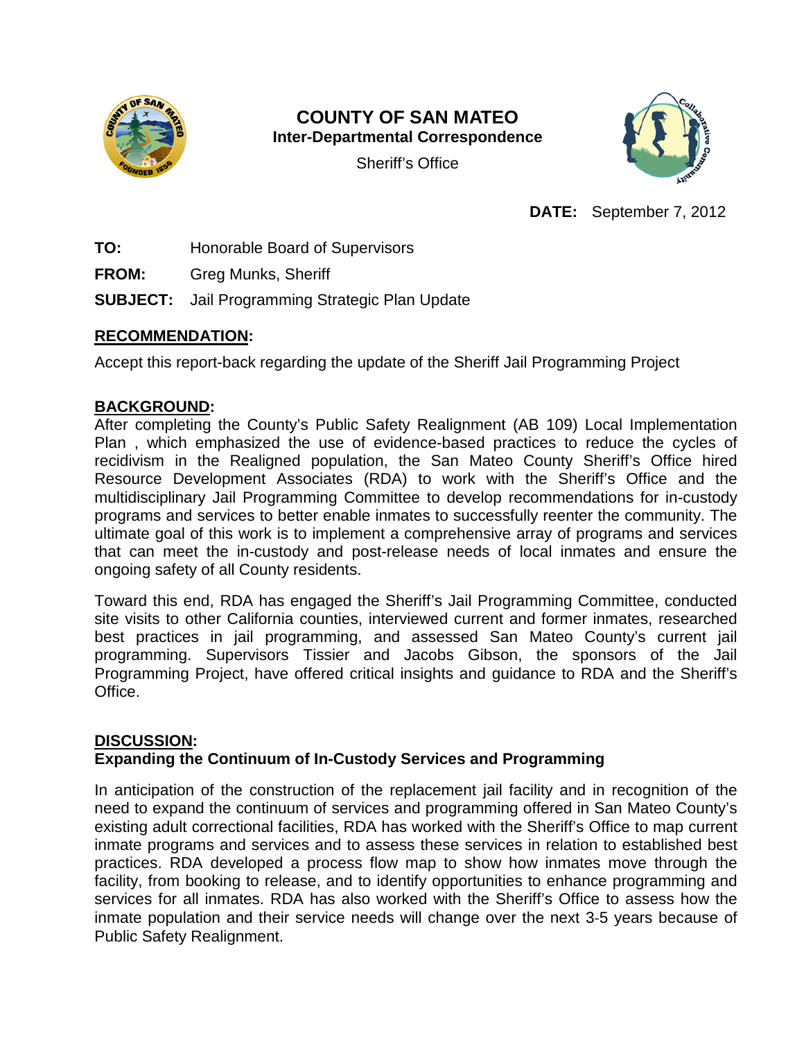# COUNTY OF SAN MATEO

**Inter-Departmental Correspondence**

Sheriff's Office

**DATE:** September 7, 2012

**TO:** Honorable Board of Supervisors

**FROM:** Greg Munks, Sheriff

**SUBJECT:** Jail Programming Strategic Plan Update

## RECOMMENDATION:

Accept this report-back regarding the update of the Sheriff Jail Programming Project

## BACKGROUND:

After completing the County's Public Safety Realignment (AB 109) Local Implementation Plan , which emphasized the use of evidence-based practices to reduce the cycles of recidivism in the Realigned population, the San Mateo County Sheriff's Office hired Resource Development Associates (RDA) to work with the Sheriff's Office and the multidisciplinary Jail Programming Committee to develop recommendations for in-custody programs and services to better enable inmates to successfully reenter the community. The ultimate goal of this work is to implement a comprehensive array of programs and services that can meet the in-custody and post-release needs of local inmates and ensure the ongoing safety of all County residents.

Toward this end, RDA has engaged the Sheriff's Jail Programming Committee, conducted site visits to other California counties, interviewed current and former inmates, researched best practices in jail programming, and assessed San Mateo County's current jail programming. Supervisors Tissier and Jacobs Gibson, the sponsors of the Jail Programming Project, have offered critical insights and guidance to RDA and the Sheriff's Office.

## DISCUSSION:

### Expanding the Continuum of In-Custody Services and Programming

In anticipation of the construction of the replacement jail facility and in recognition of the need to expand the continuum of services and programming offered in San Mateo County's existing adult correctional facilities, RDA has worked with the Sheriff's Office to map current inmate programs and services and to assess these services in relation to established best practices. RDA developed a process flow map to show how inmates move through the facility, from booking to release, and to identify opportunities to enhance programming and services for all inmates. RDA has also worked with the Sheriff's Office to assess how the inmate population and their service needs will change over the next 3-5 years because of Public Safety Realignment.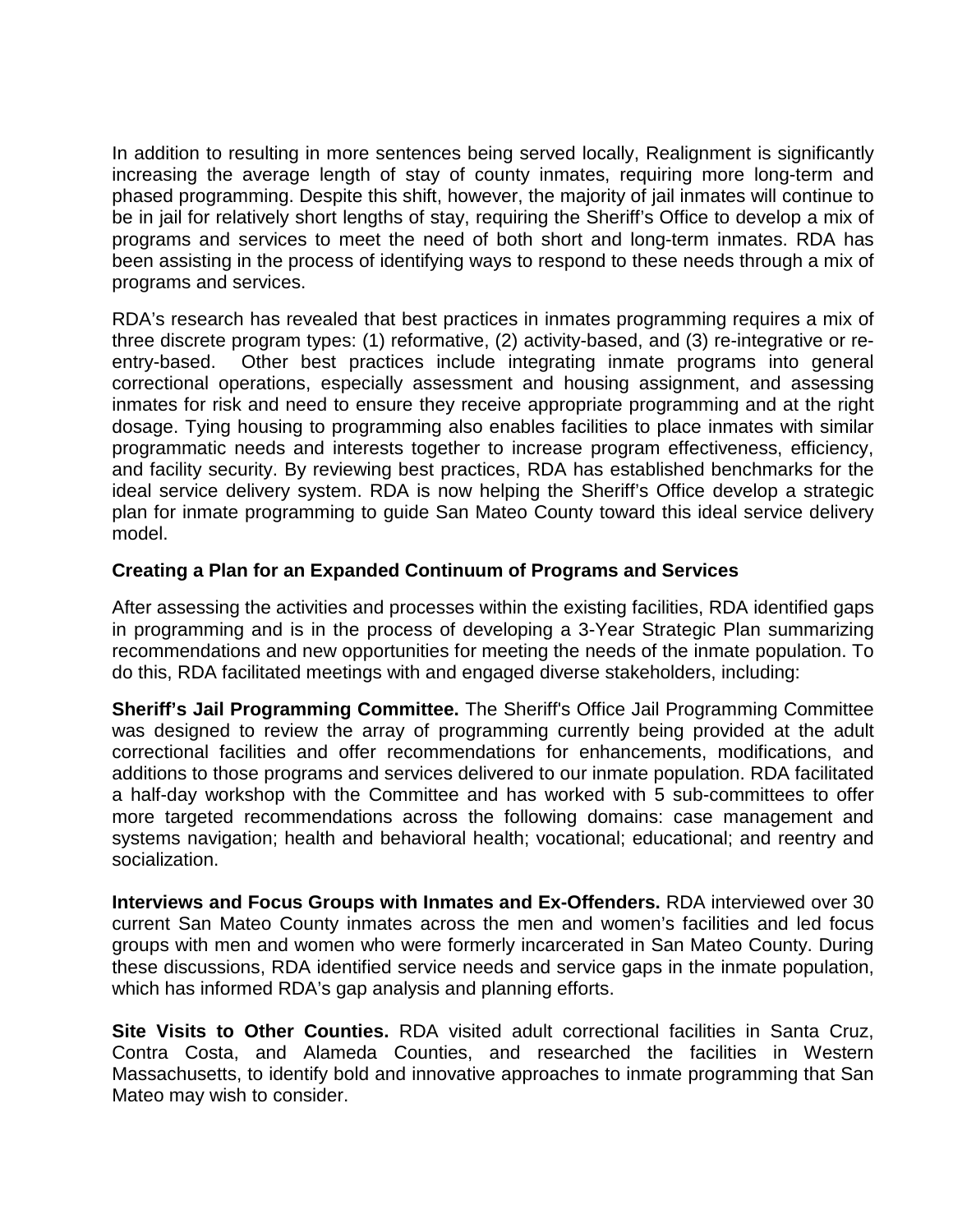In addition to resulting in more sentences being served locally, Realignment is significantly increasing the average length of stay of county inmates, requiring more long-term and phased programming. Despite this shift, however, the majority of jail inmates will continue to be in jail for relatively short lengths of stay, requiring the Sheriff's Office to develop a mix of programs and services to meet the need of both short and long-term inmates. RDA has been assisting in the process of identifying ways to respond to these needs through a mix of programs and services.

RDA's research has revealed that best practices in inmates programming requires a mix of three discrete program types: (1) reformative, (2) activity-based, and (3) re-integrative or re-entry-based. Other best practices include integrating inmate programs into general correctional operations, especially assessment and housing assignment, and assessing inmates for risk and need to ensure they receive appropriate programming and at the right dosage. Tying housing to programming also enables facilities to place inmates with similar programmatic needs and interests together to increase program effectiveness, efficiency, and facility security. By reviewing best practices, RDA has established benchmarks for the ideal service delivery system. RDA is now helping the Sheriff's Office develop a strategic plan for inmate programming to guide San Mateo County toward this ideal service delivery model.

**Creating a Plan for an Expanded Continuum of Programs and Services**

After assessing the activities and processes within the existing facilities, RDA identified gaps in programming and is in the process of developing a 3-Year Strategic Plan summarizing recommendations and new opportunities for meeting the needs of the inmate population. To do this, RDA facilitated meetings with and engaged diverse stakeholders, including:

**Sheriff's Jail Programming Committee.** The Sheriff's Office Jail Programming Committee was designed to review the array of programming currently being provided at the adult correctional facilities and offer recommendations for enhancements, modifications, and additions to those programs and services delivered to our inmate population. RDA facilitated a half-day workshop with the Committee and has worked with 5 sub-committees to offer more targeted recommendations across the following domains: case management and systems navigation; health and behavioral health; vocational; educational; and reentry and socialization.

**Interviews and Focus Groups with Inmates and Ex-Offenders.** RDA interviewed over 30 current San Mateo County inmates across the men and women's facilities and led focus groups with men and women who were formerly incarcerated in San Mateo County. During these discussions, RDA identified service needs and service gaps in the inmate population, which has informed RDA's gap analysis and planning efforts.

**Site Visits to Other Counties.** RDA visited adult correctional facilities in Santa Cruz, Contra Costa, and Alameda Counties, and researched the facilities in Western Massachusetts, to identify bold and innovative approaches to inmate programming that San Mateo may wish to consider.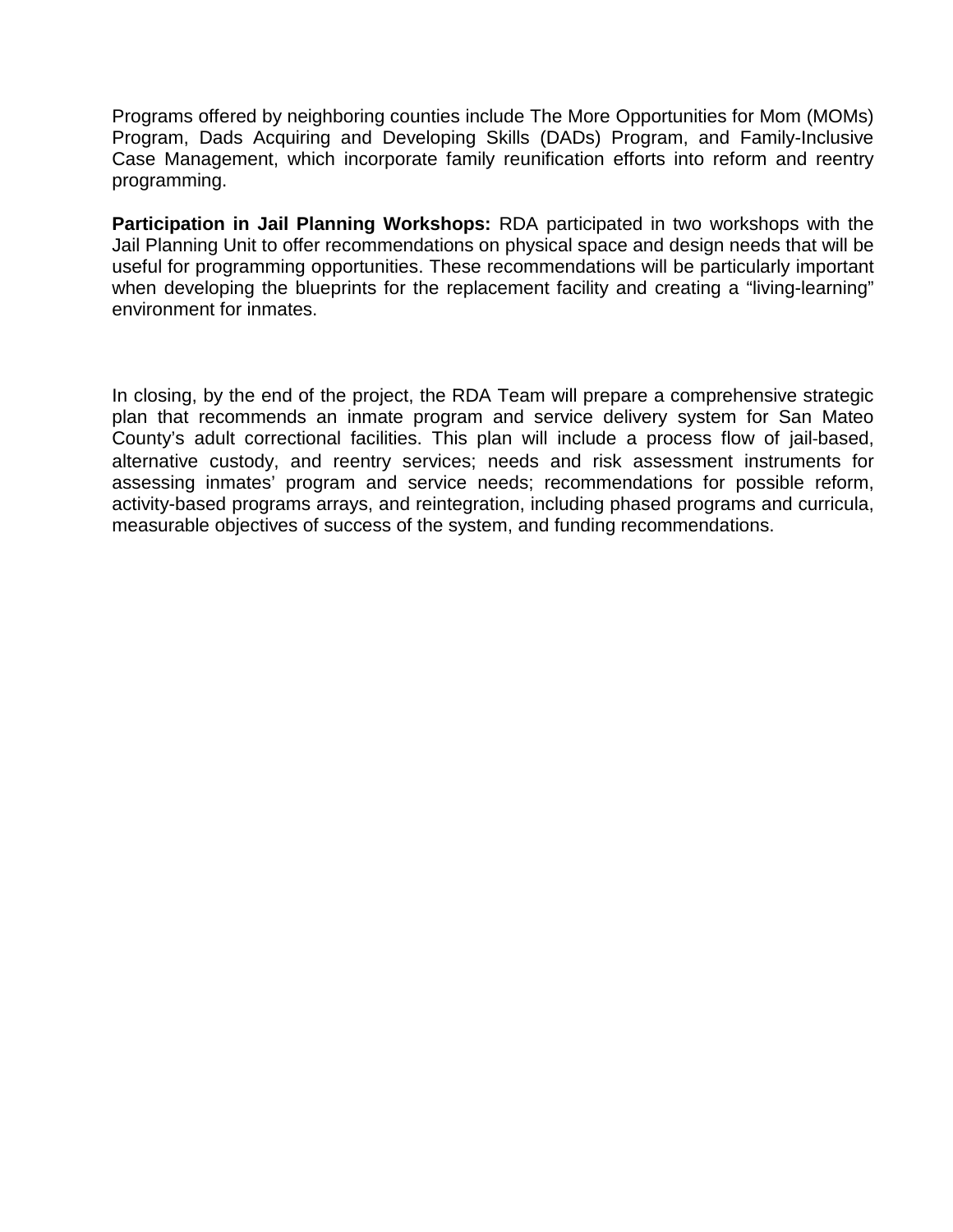Programs offered by neighboring counties include The More Opportunities for Mom (MOMs) Program, Dads Acquiring and Developing Skills (DADs) Program, and Family-Inclusive Case Management, which incorporate family reunification efforts into reform and reentry programming.

**Participation in Jail Planning Workshops:** RDA participated in two workshops with the Jail Planning Unit to offer recommendations on physical space and design needs that will be useful for programming opportunities. These recommendations will be particularly important when developing the blueprints for the replacement facility and creating a “living-learning” environment for inmates.

In closing, by the end of the project, the RDA Team will prepare a comprehensive strategic plan that recommends an inmate program and service delivery system for San Mateo County’s adult correctional facilities. This plan will include a process flow of jail-based, alternative custody, and reentry services; needs and risk assessment instruments for assessing inmates’ program and service needs; recommendations for possible reform, activity-based programs arrays, and reintegration, including phased programs and curricula, measurable objectives of success of the system, and funding recommendations.